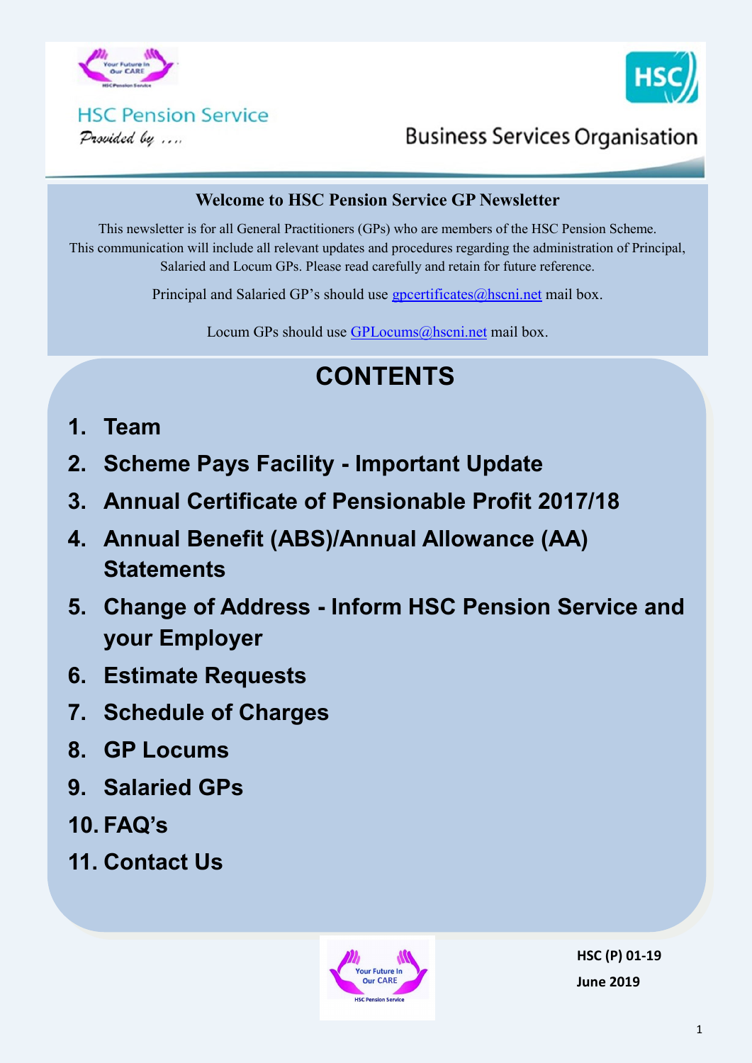HSC Pension Service

*Provided by ....*

Business Services Organisation

## Welcome to HSC Pension Service GP Newsletter

This newsletter is for all General Practitioners (GPs) who are members of the HSC Pension Scheme. This communication will include all relevant updates and procedures regarding the administration of Principal, Salaried and Locum GPs. Please read carefully and retain for future reference.

Principal and Salaried GP's should use gpcertificates@hscni.net mail box.

Locum GPs should use GPLocums@hscni.net mail box.

# CONTENTS

1. **Team**
2. **Scheme Pays Facility - Important Update**
3. **Annual Certificate of Pensionable Profit 2017/18**
4. **Annual Benefit (ABS)/Annual Allowance (AA) Statements**
5. **Change of Address - Inform HSC Pension Service and your Employer**
6. **Estimate Requests**
7. **Schedule of Charges**
8. **GP Locums**
9. **Salaried GPs**
10. **FAQ's**
11. **Contact Us**

**HSC (P) 01-19**

**June 2019**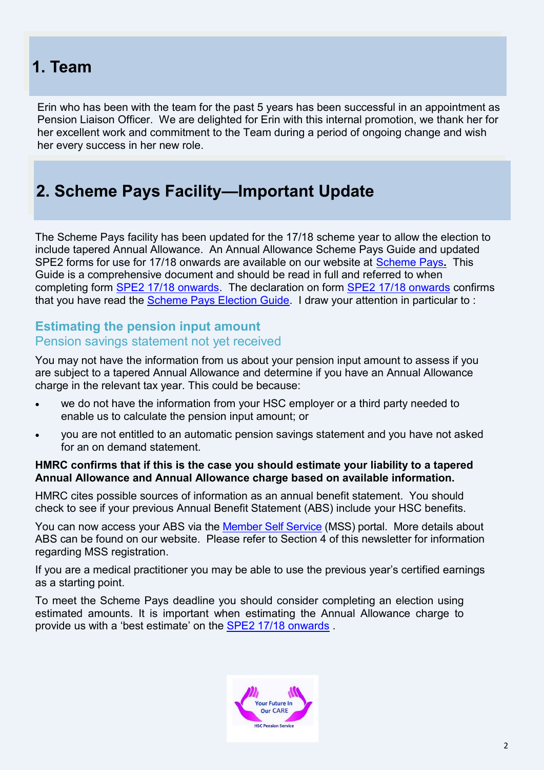# 1. Team

Erin who has been with the team for the past 5 years has been successful in an appointment as Pension Liaison Officer. We are delighted for Erin with this internal promotion, we thank her for her excellent work and commitment to the Team during a period of ongoing change and wish her every success in her new role.

# 2. Scheme Pays Facility—Important Update

The Scheme Pays facility has been updated for the 17/18 scheme year to allow the election to include tapered Annual Allowance. An Annual Allowance Scheme Pays Guide and updated SPE2 forms for use for 17/18 onwards are available on our website at Scheme Pays**.** This Guide is a comprehensive document and should be read in full and referred to when completing form SPE2 17/18 onwards. The declaration on form SPE2 17/18 onwards confirms that you have read the Scheme Pays Election Guide. I draw your attention in particular to :

## Estimating the pension input amount

### Pension savings statement not yet received

You may not have the information from us about your pension input amount to assess if you are subject to a tapered Annual Allowance and determine if you have an Annual Allowance charge in the relevant tax year. This could be because:

- we do not have the information from your HSC employer or a third party needed to enable us to calculate the pension input amount; or
- you are not entitled to an automatic pension savings statement and you have not asked for an on demand statement.

**HMRC confirms that if this is the case you should estimate your liability to a tapered Annual Allowance and Annual Allowance charge based on available information.**

HMRC cites possible sources of information as an annual benefit statement. You should check to see if your previous Annual Benefit Statement (ABS) include your HSC benefits.

You can now access your ABS via the Member Self Service (MSS) portal. More details about ABS can be found on our website. Please refer to Section 4 of this newsletter for information regarding MSS registration.

If you are a medical practitioner you may be able to use the previous year's certified earnings as a starting point.

To meet the Scheme Pays deadline you should consider completing an election using estimated amounts. It is important when estimating the Annual Allowance charge to provide us with a 'best estimate' on the SPE2 17/18 onwards .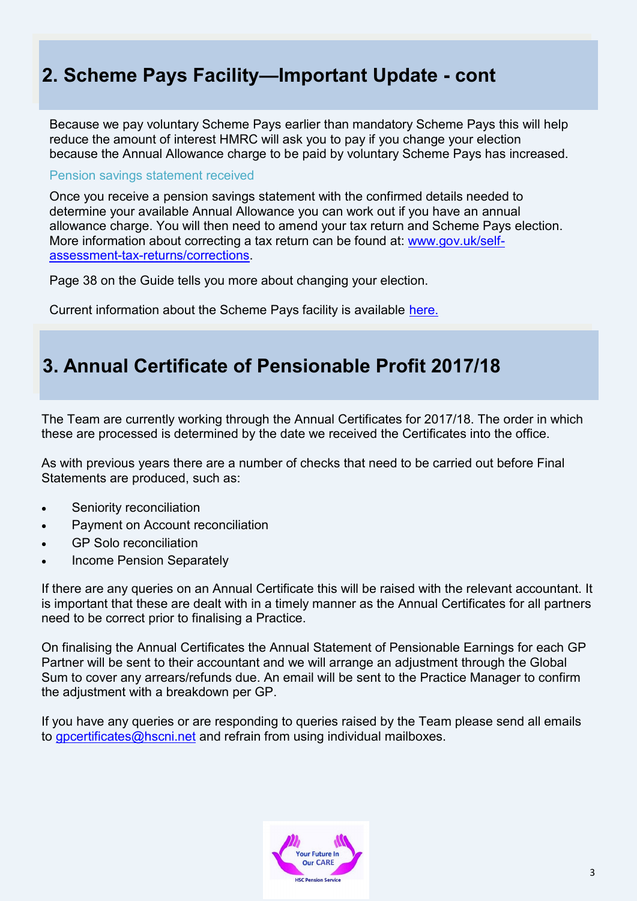## 2. Scheme Pays Facility—Important Update - cont

Because we pay voluntary Scheme Pays earlier than mandatory Scheme Pays this will help reduce the amount of interest HMRC will ask you to pay if you change your election because the Annual Allowance charge to be paid by voluntary Scheme Pays has increased.

### Pension savings statement received

Once you receive a pension savings statement with the confirmed details needed to determine your available Annual Allowance you can work out if you have an annual allowance charge. You will then need to amend your tax return and Scheme Pays election. More information about correcting a tax return can be found at: [www.gov.uk/self-assessment-tax-returns/corrections](www.gov.uk/self-assessment-tax-returns/corrections).

Page 38 on the Guide tells you more about changing your election.

Current information about the Scheme Pays facility is available here.

## 3. Annual Certificate of Pensionable Profit 2017/18

The Team are currently working through the Annual Certificates for 2017/18. The order in which these are processed is determined by the date we received the Certificates into the office.

As with previous years there are a number of checks that need to be carried out before Final Statements are produced, such as:

- Seniority reconciliation
- Payment on Account reconciliation
- GP Solo reconciliation
- Income Pension Separately

If there are any queries on an Annual Certificate this will be raised with the relevant accountant. It is important that these are dealt with in a timely manner as the Annual Certificates for all partners need to be correct prior to finalising a Practice.

On finalising the Annual Certificates the Annual Statement of Pensionable Earnings for each GP Partner will be sent to their accountant and we will arrange an adjustment through the Global Sum to cover any arrears/refunds due. An email will be sent to the Practice Manager to confirm the adjustment with a breakdown per GP.

If you have any queries or are responding to queries raised by the Team please send all emails to gpcertificates@hscni.net and refrain from using individual mailboxes.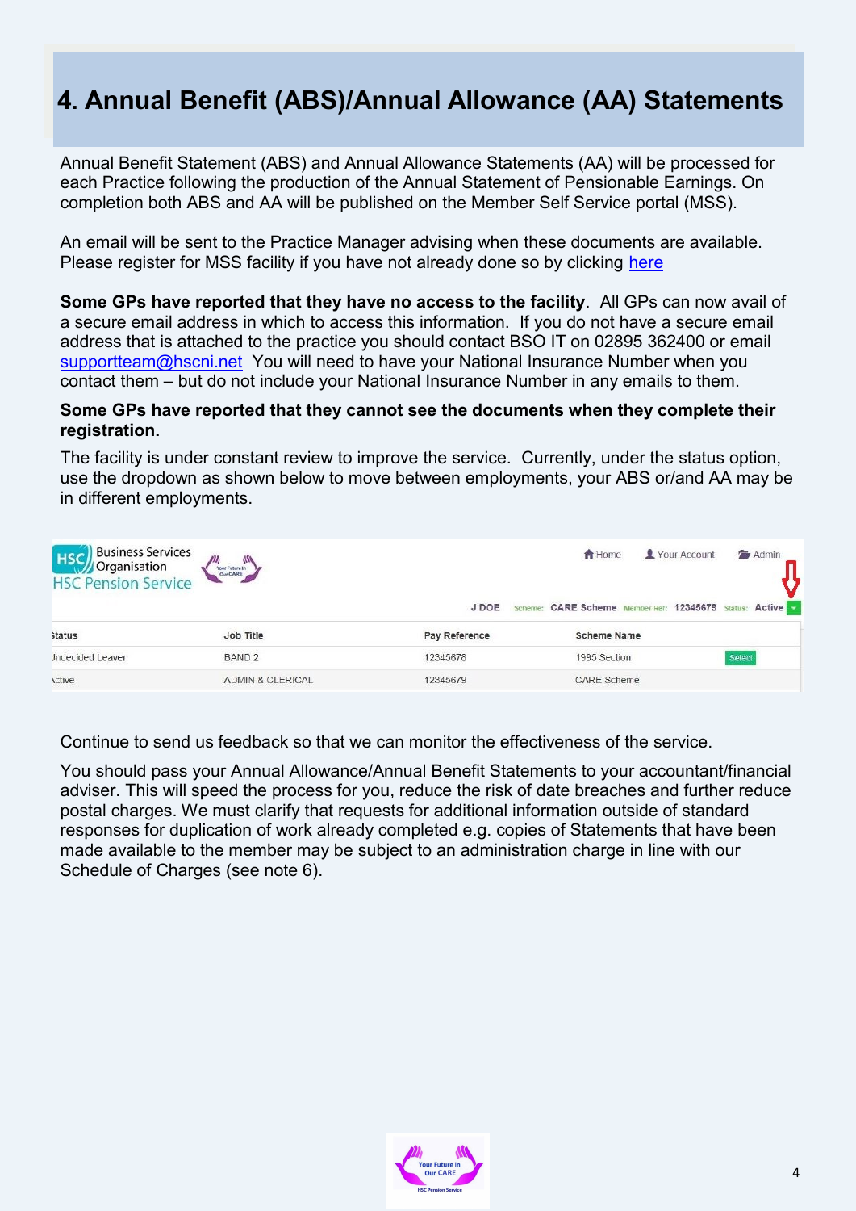## 4. Annual Benefit (ABS)/Annual Allowance (AA) Statements

Annual Benefit Statement (ABS) and Annual Allowance Statements (AA) will be processed for each Practice following the production of the Annual Statement of Pensionable Earnings. On completion both ABS and AA will be published on the Member Self Service portal (MSS).

An email will be sent to the Practice Manager advising when these documents are available. Please register for MSS facility if you have not already done so by clicking here

**Some GPs have reported that they have no access to the facility**. All GPs can now avail of a secure email address in which to access this information. If you do not have a secure email address that is attached to the practice you should contact BSO IT on 02895 362400 or email supportteam@hscni.net You will need to have your National Insurance Number when you contact them – but do not include your National Insurance Number in any emails to them.

**Some GPs have reported that they cannot see the documents when they complete their registration.**

The facility is under constant review to improve the service. Currently, under the status option, use the dropdown as shown below to move between employments, your ABS or/and AA may be in different employments.

Business Services Organisation
HSC Pension Service

Home | Your Account | Admin

J DOE Scheme: CARE Scheme Member Ref: 12345679 Status: Active

| Status | Job Title | Pay Reference | Scheme Name | |
|---|---|---|---|---|
| Undecided Leaver | BAND 2 | 12345678 | 1995 Section | Select |
| Active | ADMIN & CLERICAL | 12345679 | CARE Scheme | |

Continue to send us feedback so that we can monitor the effectiveness of the service.

You should pass your Annual Allowance/Annual Benefit Statements to your accountant/financial adviser. This will speed the process for you, reduce the risk of date breaches and further reduce postal charges. We must clarify that requests for additional information outside of standard responses for duplication of work already completed e.g. copies of Statements that have been made available to the member may be subject to an administration charge in line with our Schedule of Charges (see note 6).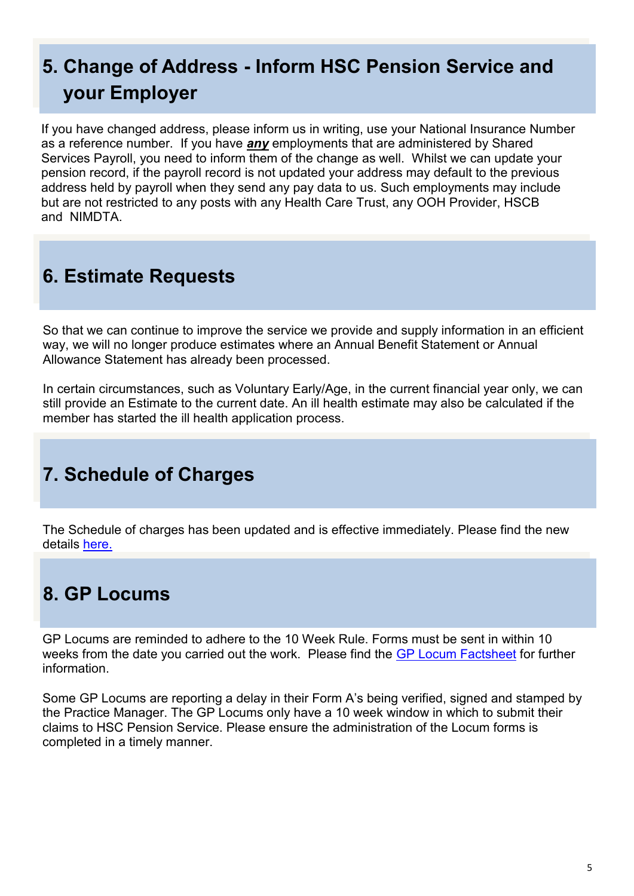## 5. Change of Address - Inform HSC Pension Service and your Employer

If you have changed address, please inform us in writing, use your National Insurance Number as a reference number. If you have ***any*** employments that are administered by Shared Services Payroll, you need to inform them of the change as well. Whilst we can update your pension record, if the payroll record is not updated your address may default to the previous address held by payroll when they send any pay data to us. Such employments may include but are not restricted to any posts with any Health Care Trust, any OOH Provider, HSCB and NIMDTA.

## 6. Estimate Requests

So that we can continue to improve the service we provide and supply information in an efficient way, we will no longer produce estimates where an Annual Benefit Statement or Annual Allowance Statement has already been processed.

In certain circumstances, such as Voluntary Early/Age, in the current financial year only, we can still provide an Estimate to the current date. An ill health estimate may also be calculated if the member has started the ill health application process.

## 7. Schedule of Charges

The Schedule of charges has been updated and is effective immediately. Please find the new details here.

## 8. GP Locums

GP Locums are reminded to adhere to the 10 Week Rule. Forms must be sent in within 10 weeks from the date you carried out the work. Please find the GP Locum Factsheet for further information.

Some GP Locums are reporting a delay in their Form A's being verified, signed and stamped by the Practice Manager. The GP Locums only have a 10 week window in which to submit their claims to HSC Pension Service. Please ensure the administration of the Locum forms is completed in a timely manner.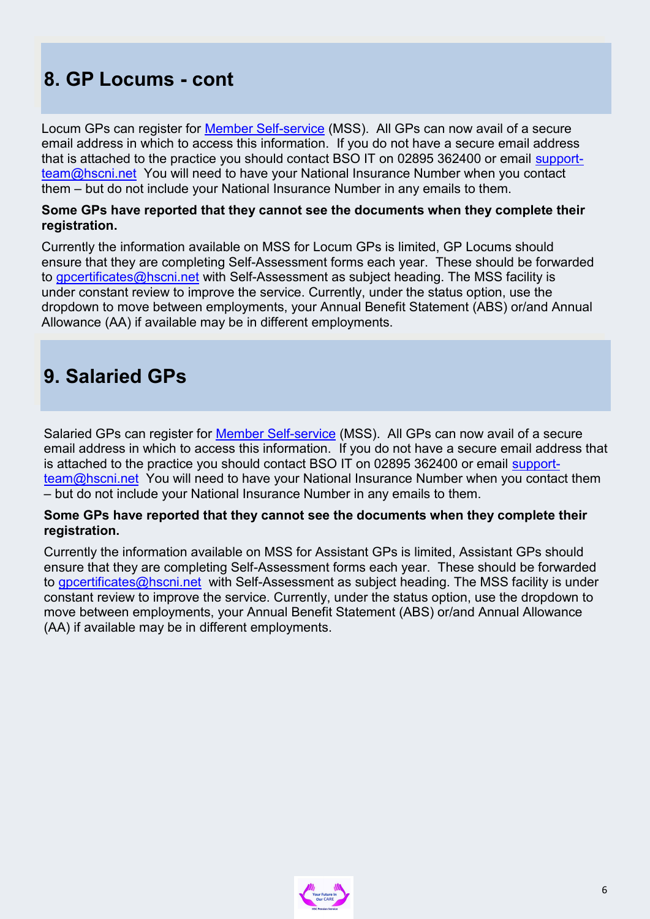## 8. GP Locums - cont

Locum GPs can register for Member Self-service (MSS). All GPs can now avail of a secure email address in which to access this information. If you do not have a secure email address that is attached to the practice you should contact BSO IT on 02895 362400 or email support-team@hscni.net You will need to have your National Insurance Number when you contact them – but do not include your National Insurance Number in any emails to them.

**Some GPs have reported that they cannot see the documents when they complete their registration.**

Currently the information available on MSS for Locum GPs is limited, GP Locums should ensure that they are completing Self-Assessment forms each year. These should be forwarded to gpcertificates@hscni.net with Self-Assessment as subject heading. The MSS facility is under constant review to improve the service. Currently, under the status option, use the dropdown to move between employments, your Annual Benefit Statement (ABS) or/and Annual Allowance (AA) if available may be in different employments.

## 9. Salaried GPs

Salaried GPs can register for Member Self-service (MSS). All GPs can now avail of a secure email address in which to access this information. If you do not have a secure email address that is attached to the practice you should contact BSO IT on 02895 362400 or email support-team@hscni.net You will need to have your National Insurance Number when you contact them – but do not include your National Insurance Number in any emails to them.

**Some GPs have reported that they cannot see the documents when they complete their registration.**

Currently the information available on MSS for Assistant GPs is limited, Assistant GPs should ensure that they are completing Self-Assessment forms each year. These should be forwarded to gpcertificates@hscni.net with Self-Assessment as subject heading. The MSS facility is under constant review to improve the service. Currently, under the status option, use the dropdown to move between employments, your Annual Benefit Statement (ABS) or/and Annual Allowance (AA) if available may be in different employments.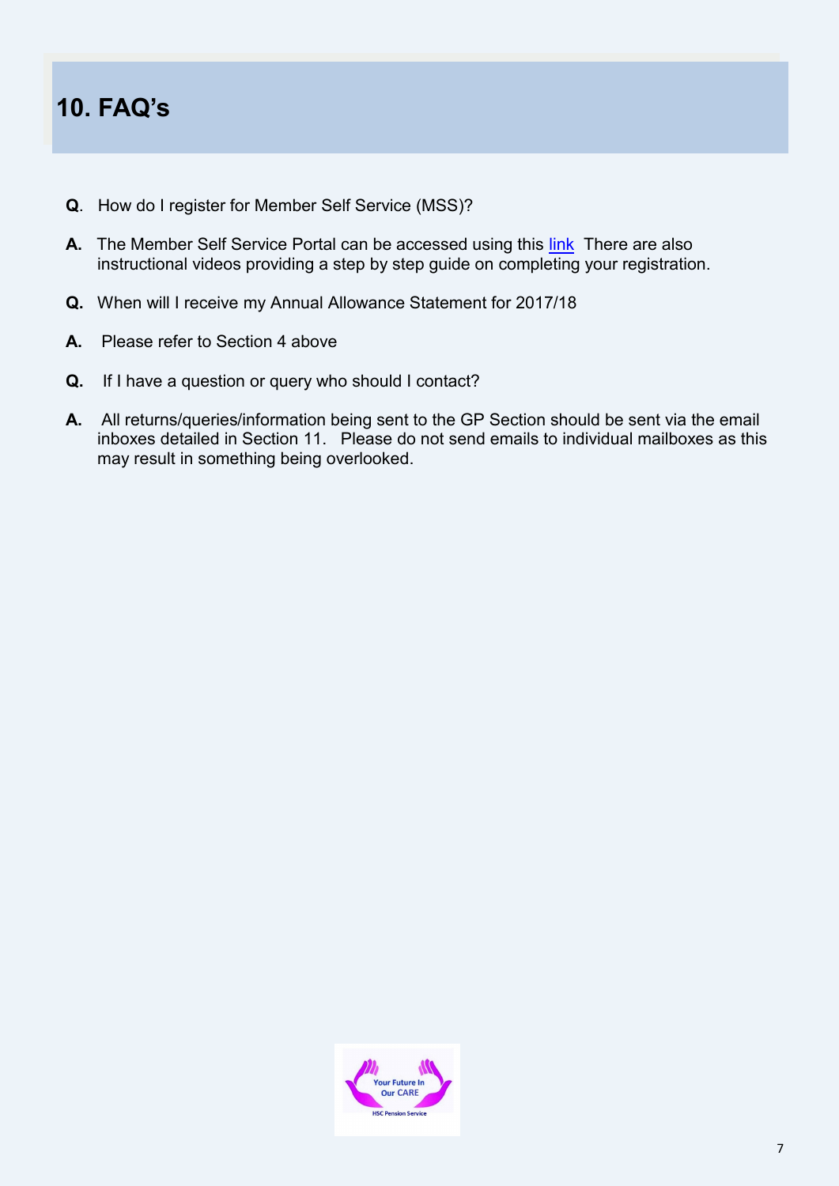## 10. FAQ's

**Q**. How do I register for Member Self Service (MSS)?

**A.** The Member Self Service Portal can be accessed using this link There are also instructional videos providing a step by step guide on completing your registration.

**Q.** When will I receive my Annual Allowance Statement for 2017/18

**A.** Please refer to Section 4 above

**Q.** If I have a question or query who should I contact?

**A.** All returns/queries/information being sent to the GP Section should be sent via the email inboxes detailed in Section 11. Please do not send emails to individual mailboxes as this may result in something being overlooked.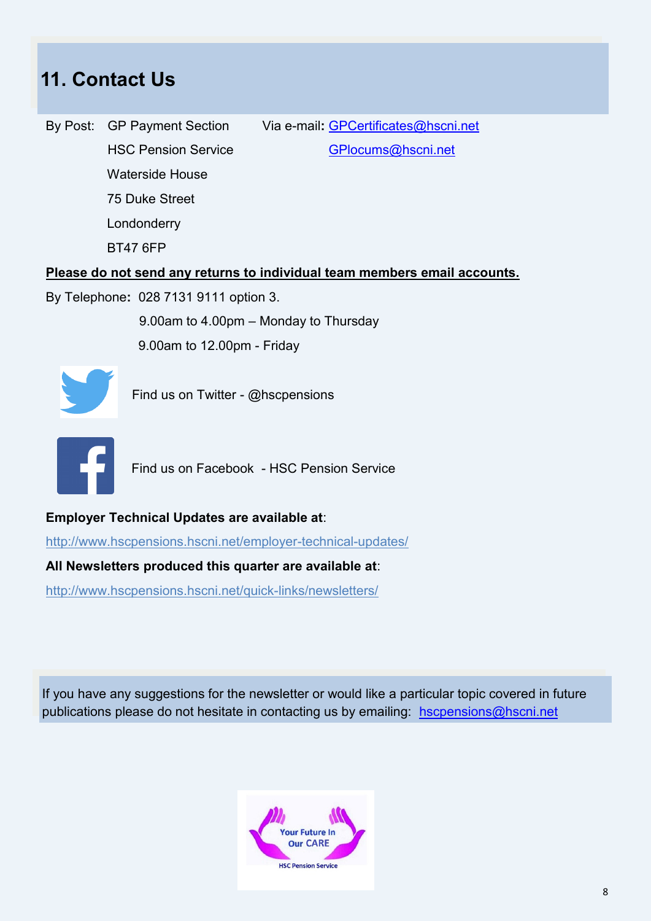## 11. Contact Us

By Post: GP Payment Section
HSC Pension Service
Waterside House
75 Duke Street
Londonderry
BT47 6FP

Via e-mail: GPCertificates@hscni.net
GPlocums@hscni.net

**Please do not send any returns to individual team members email accounts.**

By Telephone**:** 028 7131 9111 option 3.

9.00am to 4.00pm – Monday to Thursday

9.00am to 12.00pm - Friday

Find us on Twitter - @hscpensions

Find us on Facebook - HSC Pension Service

**Employer Technical Updates are available at**:

http://www.hscpensions.hscni.net/employer-technical-updates/

**All Newsletters produced this quarter are available at**:

http://www.hscpensions.hscni.net/quick-links/newsletters/

If you have any suggestions for the newsletter or would like a particular topic covered in future publications please do not hesitate in contacting us by emailing: hscpensions@hscni.net

Your Future In Our CARE

HSC Pension Service